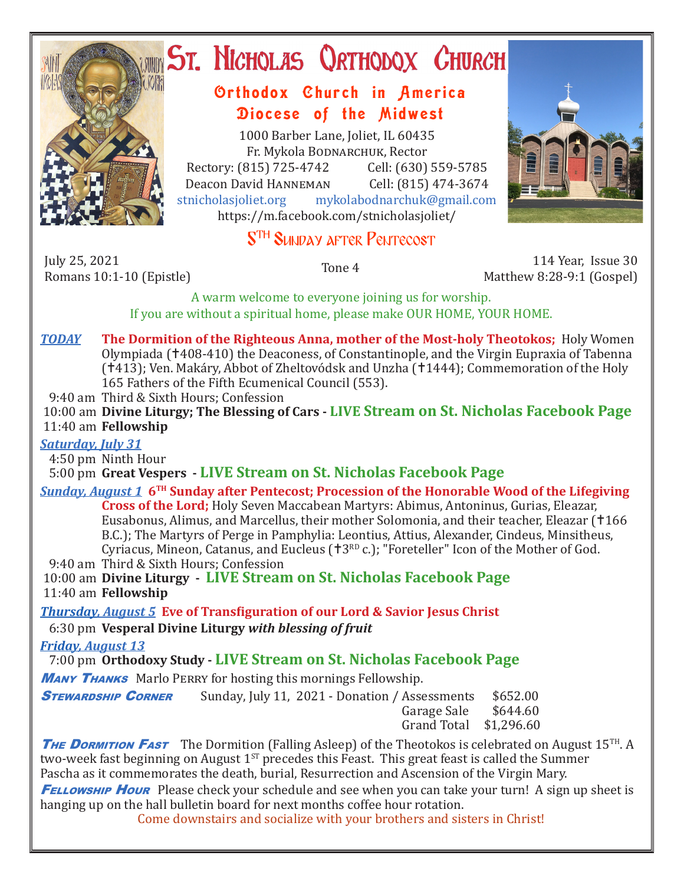# St. Nicholas Orthodox Church

## Orthodox Church in America
## Diocese of the Midwest

1000 Barber Lane, Joliet, IL 60435
Fr. Mykola Bodnarchuk, Rector
Rectory: (815) 725-4742 Cell: (630) 559-5785
Deacon David Hanneman Cell: (815) 474-3674
stnicholasjoliet.org mykolabodnarchuk@gmail.com
https://m.facebook.com/stnicholasjoliet/

## 5TH Sunday after Pentecost

July 25, 2021
Romans 10:1-10 (Epistle)

Tone 4

114 Year, Issue 30
Matthew 8:28-9:1 (Gospel)

A warm welcome to everyone joining us for worship.
If you are without a spiritual home, please make OUR HOME, YOUR HOME.

***TODAY*** **The Dormition of the Righteous Anna, mother of the Most-holy Theotokos;** Holy Women Olympiada (✝408-410) the Deaconess, of Constantinople, and the Virgin Eupraxia of Tabenna (✝413); Ven. Makáry, Abbot of Zheltovódsk and Unzha (✝1444); Commemoration of the Holy 165 Fathers of the Fifth Ecumenical Council (553).

9:40 am Third & Sixth Hours; Confession
10:00 am **Divine Liturgy; The Blessing of Cars - LIVE Stream on St. Nicholas Facebook Page**
11:40 am **Fellowship**

***Saturday, July 31***

4:50 pm Ninth Hour
5:00 pm **Great Vespers - LIVE Stream on St. Nicholas Facebook Page**

***Sunday, August 1*** **6TH Sunday after Pentecost; Procession of the Honorable Wood of the Lifegiving Cross of the Lord;** Holy Seven Maccabean Martyrs: Abimus, Antoninus, Gurias, Eleazar, Eusabonus, Alimus, and Marcellus, their mother Solomonia, and their teacher, Eleazar (✝166 B.C.); The Martyrs of Perge in Pamphylia: Leontius, Attius, Alexander, Cindeus, Minsitheus, Cyriacus, Mineon, Catanus, and Eucleus (✝3RD c.); "Foreteller" Icon of the Mother of God.

9:40 am Third & Sixth Hours; Confession
10:00 am **Divine Liturgy - LIVE Stream on St. Nicholas Facebook Page**
11:40 am **Fellowship**

***Thursday, August 5*** **Eve of Transfiguration of our Lord & Savior Jesus Christ**

6:30 pm **Vesperal Divine Liturgy *with blessing of fruit***

***Friday, August 13***

7:00 pm **Orthodoxy Study - LIVE Stream on St. Nicholas Facebook Page**

***Many Thanks*** Marlo Perry for hosting this mornings Fellowship.

***Stewardship Corner*** Sunday, July 11, 2021

| | |
|---|---|
| Donation / Assessments | $652.00 |
| Garage Sale | $644.60 |
| Grand Total | $1,296.60 |

***The Dormition Fast*** The Dormition (Falling Asleep) of the Theotokos is celebrated on August 15TH. A two-week fast beginning on August 1ST precedes this Feast. This great feast is called the Summer Pascha as it commemorates the death, burial, Resurrection and Ascension of the Virgin Mary.

***Fellowship Hour*** Please check your schedule and see when you can take your turn! A sign up sheet is hanging up on the hall bulletin board for next months coffee hour rotation.

Come downstairs and socialize with your brothers and sisters in Christ!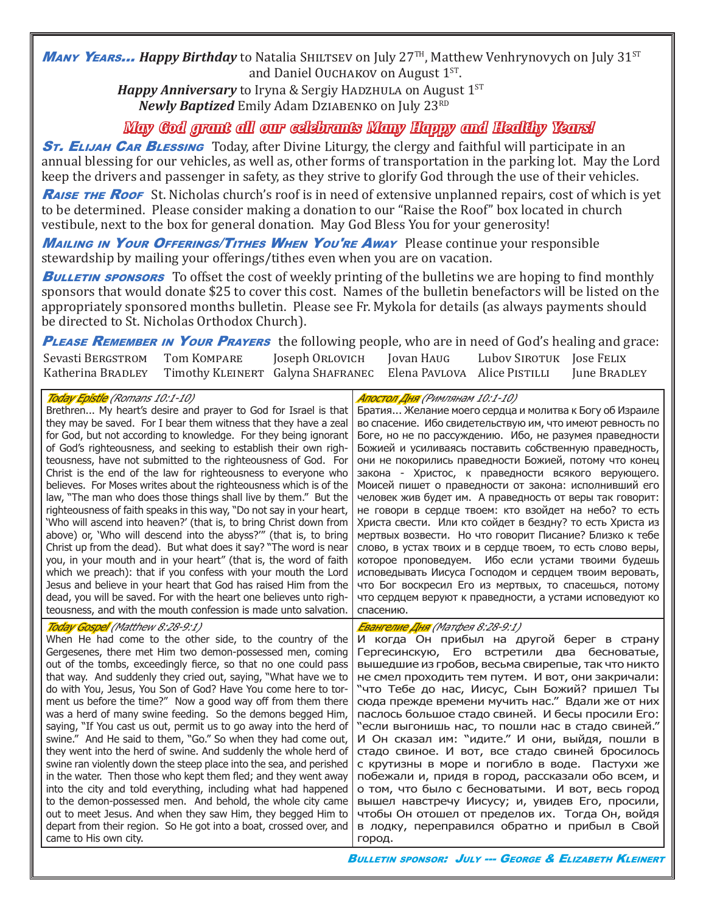***Many Years...*** ***Happy Birthday*** to Natalia SHILTSEV on July 27TH, Matthew Venhrynovych on July 31ST and Daniel OUCHAKOV on August 1ST.

***Happy Anniversary*** to Iryna & Sergiy HADZHULA on August 1ST

***Newly Baptized*** Emily Adam DZIABENKO on July 23RD

*May God grant all our celebrants Many Happy and Healthy Years!*

***St. Elijah Car Blessing*** Today, after Divine Liturgy, the clergy and faithful will participate in an annual blessing for our vehicles, as well as, other forms of transportation in the parking lot. May the Lord keep the drivers and passenger in safety, as they strive to glorify God through the use of their vehicles.

***Raise the Roof*** St. Nicholas church's roof is in need of extensive unplanned repairs, cost of which is yet to be determined. Please consider making a donation to our "Raise the Roof" box located in church vestibule, next to the box for general donation. May God Bless You for your generosity!

***Mailing in Your Offerings/Tithes When You're Away*** Please continue your responsible stewardship by mailing your offerings/tithes even when you are on vacation.

***Bulletin sponsors*** To offset the cost of weekly printing of the bulletins we are hoping to find monthly sponsors that would donate $25 to cover this cost. Names of the bulletin benefactors will be listed on the appropriately sponsored months bulletin. Please see Fr. Mykola for details (as always payments should be directed to St. Nicholas Orthodox Church).

***Please Remember in Your Prayers*** the following people, who are in need of God's healing and grace:

| | | | | | |
|---|---|---|---|---|---|
| Sevasti BERGSTROM | Tom KOMPARE | Joseph ORLOVICH | Jovan HAUG | Lubov SIROTUK | Jose FELIX |
| Katherina BRADLEY | Timothy KLEINERT | Galyna SHAFRANEC | Elena PAVLOVA | Alice PISTILLI | June BRADLEY |

*Today Epistle (Romans 10:1-10)*

Brethren... My heart's desire and prayer to God for Israel is that they may be saved. For I bear them witness that they have a zeal for God, but not according to knowledge. For they being ignorant of God's righteousness, and seeking to establish their own righteousness, have not submitted to the righteousness of God. For Christ is the end of the law for righteousness to everyone who believes. For Moses writes about the righteousness which is of the law, "The man who does those things shall live by them." But the righteousness of faith speaks in this way, "Do not say in your heart, 'Who will ascend into heaven?' (that is, to bring Christ down from above) or, 'Who will descend into the abyss?'" (that is, to bring Christ up from the dead). But what does it say? "The word is near you, in your mouth and in your heart" (that is, the word of faith which we preach): that if you confess with your mouth the Lord Jesus and believe in your heart that God has raised Him from the dead, you will be saved. For with the heart one believes unto righteousness, and with the mouth confession is made unto salvation.

*Апостол Дня (Римлянам 10:1-10)*

Братия... Желание моего сердца и молитва к Богу об Израиле во спасение. Ибо свидетельствую им, что имеют ревность по Боге, но не по рассуждению. Ибо, не разумея праведности Божией и усиливаясь поставить собственную праведность, они не покорились праведности Божией, потому что конец закона - Христос, к праведности всякого верующего. Моисей пишет о праведности от закона: исполнивший его человек жив будет им. А праведность от веры так говорит: не говори в сердце твоем: кто взойдет на небо? то есть Христа свести. Или кто сойдет в бездну? то есть Христа из мертвых возвести. Но что говорит Писание? Близко к тебе слово, в устах твоих и в сердце твоем, то есть слово веры, которое проповедуем. Ибо если устами твоими будешь исповедывать Иисуса Господом и сердцем твоим веровать, что Бог воскресил Его из мертвых, то спасешься, потому что сердцем веруют к праведности, а устами исповедуют ко спасению.

*Today Gospel (Matthew 8:28-9:1)*

When He had come to the other side, to the country of the Gergesenes, there met Him two demon-possessed men, coming out of the tombs, exceedingly fierce, so that no one could pass that way. And suddenly they cried out, saying, "What have we to do with You, Jesus, You Son of God? Have You come here to torment us before the time?" Now a good way off from them there was a herd of many swine feeding. So the demons begged Him, saying, "If You cast us out, permit us to go away into the herd of swine." And He said to them, "Go." So when they had come out, they went into the herd of swine. And suddenly the whole herd of swine ran violently down the steep place into the sea, and perished in the water. Then those who kept them fled; and they went away into the city and told everything, including what had happened to the demon-possessed men. And behold, the whole city came out to meet Jesus. And when they saw Him, they begged Him to depart from their region. So He got into a boat, crossed over, and came to His own city.

*Евангелие Дня (Матфея 8:28-9:1)*

И когда Он прибыл на другой берег в страну Гергесинскую, Его встретили два бесноватые, вышедшие из гробов, весьма свирепые, так что никто не смел проходить тем путем. И вот, они закричали: "что Тебе до нас, Иисус, Сын Божий? пришел Ты сюда прежде времени мучить нас." Вдали же от них паслось большое стадо свиней. И бесы просили Его: "если выгонишь нас, то пошли нас в стадо свиней." И Он сказал им: "идите." И они, выйдя, пошли в стадо свиное. И вот, все стадо свиней бросилось с крутизны в море и погибло в воде. Пастухи же побежали и, придя в город, рассказали обо всем, и о том, что было с бесноватыми. И вот, весь город вышел навстречу Иисусу; и, увидев Его, просили, чтобы Он отошел от пределов их. Тогда Он, войдя в лодку, переправился обратно и прибыл в Свой город.

***Bulletin sponsor: July --- George & Elizabeth Kleinert***